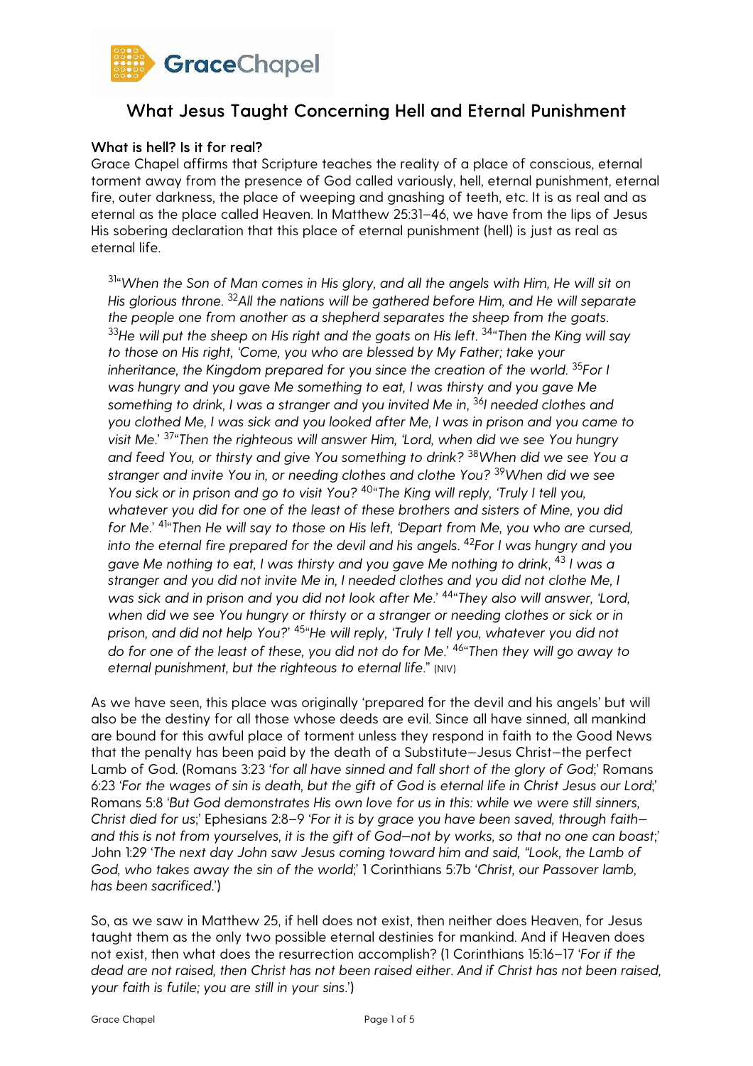# What Jesus Taught Concerning Hell and Eternal Punishment

## What is hell? Is it for real?

Grace Chapel affirms that Scripture teaches the reality of a place of conscious, eternal torment away from the presence of God called variously, hell, eternal punishment, eternal fire, outer darkness, the place of weeping and gnashing of teeth, etc. It is as real and as eternal as the place called Heaven. In Matthew 25:31–46, we have from the lips of Jesus His sobering declaration that this place of eternal punishment (hell) is just as real as eternal life.

> [31]*"When the Son of Man comes in His glory, and all the angels with Him, He will sit on His glorious throne.* [32]*All the nations will be gathered before Him, and He will separate the people one from another as a shepherd separates the sheep from the goats.* [33]*He will put the sheep on His right and the goats on His left.* [34]*"Then the King will say to those on His right, 'Come, you who are blessed by My Father; take your inheritance, the Kingdom prepared for you since the creation of the world.* [35]*For I was hungry and you gave Me something to eat, I was thirsty and you gave Me something to drink, I was a stranger and you invited Me in,* [36]*I needed clothes and you clothed Me, I was sick and you looked after Me, I was in prison and you came to visit Me.'* [37]*"Then the righteous will answer Him, 'Lord, when did we see You hungry and feed You, or thirsty and give You something to drink?* [38]*When did we see You a stranger and invite You in, or needing clothes and clothe You?* [39]*When did we see You sick or in prison and go to visit You?* [40]*"The King will reply, 'Truly I tell you, whatever you did for one of the least of these brothers and sisters of Mine, you did for Me.'* [41]*"Then He will say to those on His left, 'Depart from Me, you who are cursed, into the eternal fire prepared for the devil and his angels.* [42]*For I was hungry and you gave Me nothing to eat, I was thirsty and you gave Me nothing to drink,* [43] *I was a stranger and you did not invite Me in, I needed clothes and you did not clothe Me, I was sick and in prison and you did not look after Me.'* [44]*"They also will answer, 'Lord, when did we see You hungry or thirsty or a stranger or needing clothes or sick or in prison, and did not help You?'* [45]*"He will reply, 'Truly I tell you, whatever you did not do for one of the least of these, you did not do for Me.'* [46]*"Then they will go away to eternal punishment, but the righteous to eternal life."* (NIV)

As we have seen, this place was originally 'prepared for the devil and his angels' but will also be the destiny for all those whose deeds are evil. Since all have sinned, all mankind are bound for this awful place of torment unless they respond in faith to the Good News that the penalty has been paid by the death of a Substitute—Jesus Christ—the perfect Lamb of God. (Romans 3:23 '*for all have sinned and fall short of the glory of God;*' Romans 6:23 '*For the wages of sin is death, but the gift of God is eternal life in Christ Jesus our Lord;*' Romans 5:8 '*But God demonstrates His own love for us in this: while we were still sinners, Christ died for us;*' Ephesians 2:8–9 '*For it is by grace you have been saved, through faith—and this is not from yourselves, it is the gift of God—not by works, so that no one can boast;*' John 1:29 '*The next day John saw Jesus coming toward him and said, "Look, the Lamb of God, who takes away the sin of the world;*' 1 Corinthians 5:7b '*Christ, our Passover lamb, has been sacrificed.*')

So, as we saw in Matthew 25, if hell does not exist, then neither does Heaven, for Jesus taught them as the only two possible eternal destinies for mankind. And if Heaven does not exist, then what does the resurrection accomplish? (1 Corinthians 15:16–17 '*For if the dead are not raised, then Christ has not been raised either. And if Christ has not been raised, your faith is futile; you are still in your sins.*')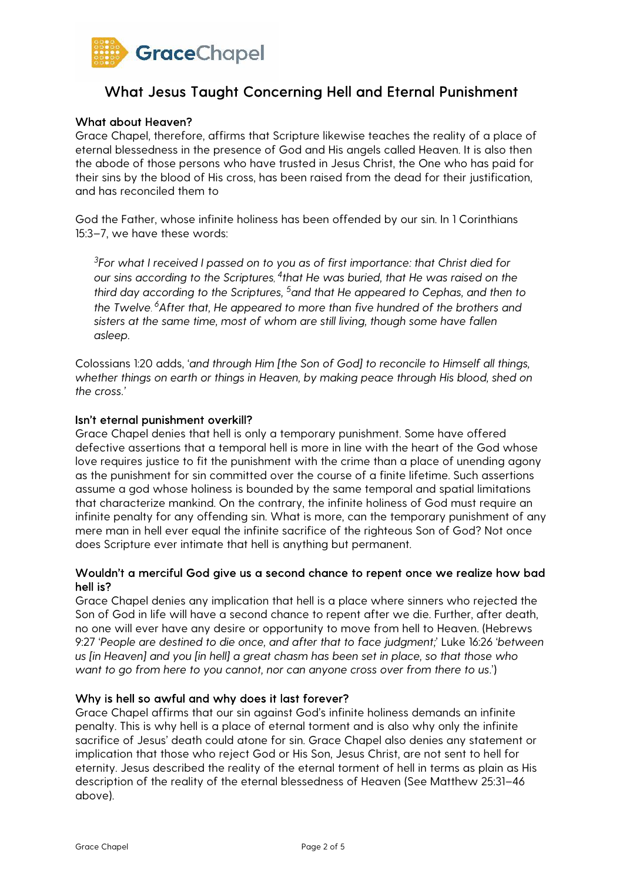# What Jesus Taught Concerning Hell and Eternal Punishment

### What about Heaven?

Grace Chapel, therefore, affirms that Scripture likewise teaches the reality of a place of eternal blessedness in the presence of God and His angels called Heaven. It is also then the abode of those persons who have trusted in Jesus Christ, the One who has paid for their sins by the blood of His cross, has been raised from the dead for their justification, and has reconciled them to

God the Father, whose infinite holiness has been offended by our sin. In 1 Corinthians 15:3–7, we have these words:

> [3]*For what I received I passed on to you as of first importance: that Christ died for our sins according to the Scriptures,* [4]*that He was buried, that He was raised on the third day according to the Scriptures,* [5]*and that He appeared to Cephas, and then to the Twelve.* [6]*After that, He appeared to more than five hundred of the brothers and sisters at the same time, most of whom are still living, though some have fallen asleep.*

Colossians 1:20 adds, '*and through Him [the Son of God] to reconcile to Himself all things, whether things on earth or things in Heaven, by making peace through His blood, shed on the cross.*'

### Isn't eternal punishment overkill?

Grace Chapel denies that hell is only a temporary punishment. Some have offered defective assertions that a temporal hell is more in line with the heart of the God whose love requires justice to fit the punishment with the crime than a place of unending agony as the punishment for sin committed over the course of a finite lifetime. Such assertions assume a god whose holiness is bounded by the same temporal and spatial limitations that characterize mankind. On the contrary, the infinite holiness of God must require an infinite penalty for any offending sin. What is more, can the temporary punishment of any mere man in hell ever equal the infinite sacrifice of the righteous Son of God? Not once does Scripture ever intimate that hell is anything but permanent.

### Wouldn't a merciful God give us a second chance to repent once we realize how bad hell is?

Grace Chapel denies any implication that hell is a place where sinners who rejected the Son of God in life will have a second chance to repent after we die. Further, after death, no one will ever have any desire or opportunity to move from hell to Heaven. (Hebrews 9:27 '*People are destined to die once, and after that to face judgment;*' Luke 16:26 '*between us [in Heaven] and you [in hell] a great chasm has been set in place, so that those who want to go from here to you cannot, nor can anyone cross over from there to us.*')

### Why is hell so awful and why does it last forever?

Grace Chapel affirms that our sin against God's infinite holiness demands an infinite penalty. This is why hell is a place of eternal torment and is also why only the infinite sacrifice of Jesus' death could atone for sin. Grace Chapel also denies any statement or implication that those who reject God or His Son, Jesus Christ, are not sent to hell for eternity. Jesus described the reality of the eternal torment of hell in terms as plain as His description of the reality of the eternal blessedness of Heaven (See Matthew 25:31–46 above).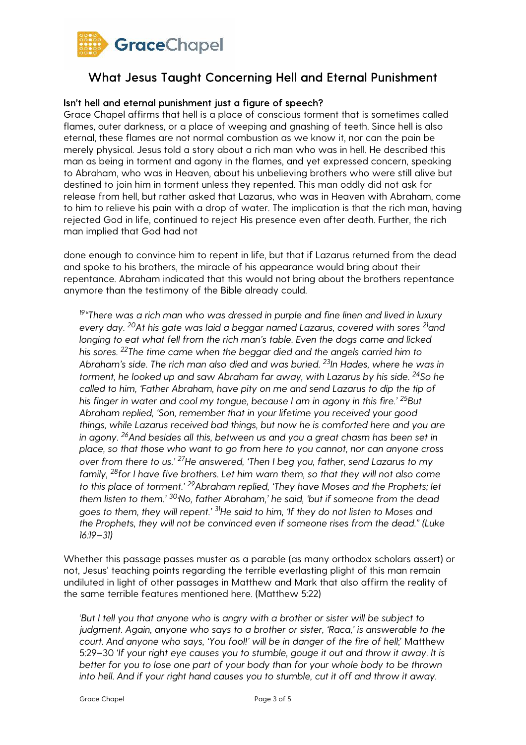## What Jesus Taught Concerning Hell and Eternal Punishment

**Isn't hell and eternal punishment just a figure of speech?**

Grace Chapel affirms that hell is a place of conscious torment that is sometimes called flames, outer darkness, or a place of weeping and gnashing of teeth. Since hell is also eternal, these flames are not normal combustion as we know it, nor can the pain be merely physical. Jesus told a story about a rich man who was in hell. He described this man as being in torment and agony in the flames, and yet expressed concern, speaking to Abraham, who was in Heaven, about his unbelieving brothers who were still alive but destined to join him in torment unless they repented. This man oddly did not ask for release from hell, but rather asked that Lazarus, who was in Heaven with Abraham, come to him to relieve his pain with a drop of water. The implication is that the rich man, having rejected God in life, continued to reject His presence even after death. Further, the rich man implied that God had not

done enough to convince him to repent in life, but that if Lazarus returned from the dead and spoke to his brothers, the miracle of his appearance would bring about their repentance. Abraham indicated that this would not bring about the brothers repentance anymore than the testimony of the Bible already could.

> [19]*"There was a rich man who was dressed in purple and fine linen and lived in luxury every day.* [20]*At his gate was laid a beggar named Lazarus, covered with sores* [21]*and longing to eat what fell from the rich man's table. Even the dogs came and licked his sores.* [22]*The time came when the beggar died and the angels carried him to Abraham's side. The rich man also died and was buried.* [23]*In Hades, where he was in torment, he looked up and saw Abraham far away, with Lazarus by his side.* [24]*So he called to him, 'Father Abraham, have pity on me and send Lazarus to dip the tip of his finger in water and cool my tongue, because I am in agony in this fire.'* [25]*But Abraham replied, 'Son, remember that in your lifetime you received your good things, while Lazarus received bad things, but now he is comforted here and you are in agony.* [26]*And besides all this, between us and you a great chasm has been set in place, so that those who want to go from here to you cannot, nor can anyone cross over from there to us.'* [27]*He answered, 'Then I beg you, father, send Lazarus to my family,* [28]*for I have five brothers. Let him warn them, so that they will not also come to this place of torment.'* [29]*Abraham replied, 'They have Moses and the Prophets; let them listen to them.'* [30]*'No, father Abraham,' he said, 'but if someone from the dead goes to them, they will repent.'* [31]*He said to him, 'If they do not listen to Moses and the Prophets, they will not be convinced even if someone rises from the dead." (Luke 16:19–31)*

Whether this passage passes muster as a parable (as many orthodox scholars assert) or not, Jesus' teaching points regarding the terrible everlasting plight of this man remain undiluted in light of other passages in Matthew and Mark that also affirm the reality of the same terrible features mentioned here. (Matthew 5:22)

> *'But I tell you that anyone who is angry with a brother or sister will be subject to judgment. Again, anyone who says to a brother or sister, 'Raca,' is answerable to the court. And anyone who says, 'You fool!' will be in danger of the fire of hell;'* Matthew 5:29–30 *'If your right eye causes you to stumble, gouge it out and throw it away. It is better for you to lose one part of your body than for your whole body to be thrown into hell. And if your right hand causes you to stumble, cut it off and throw it away.*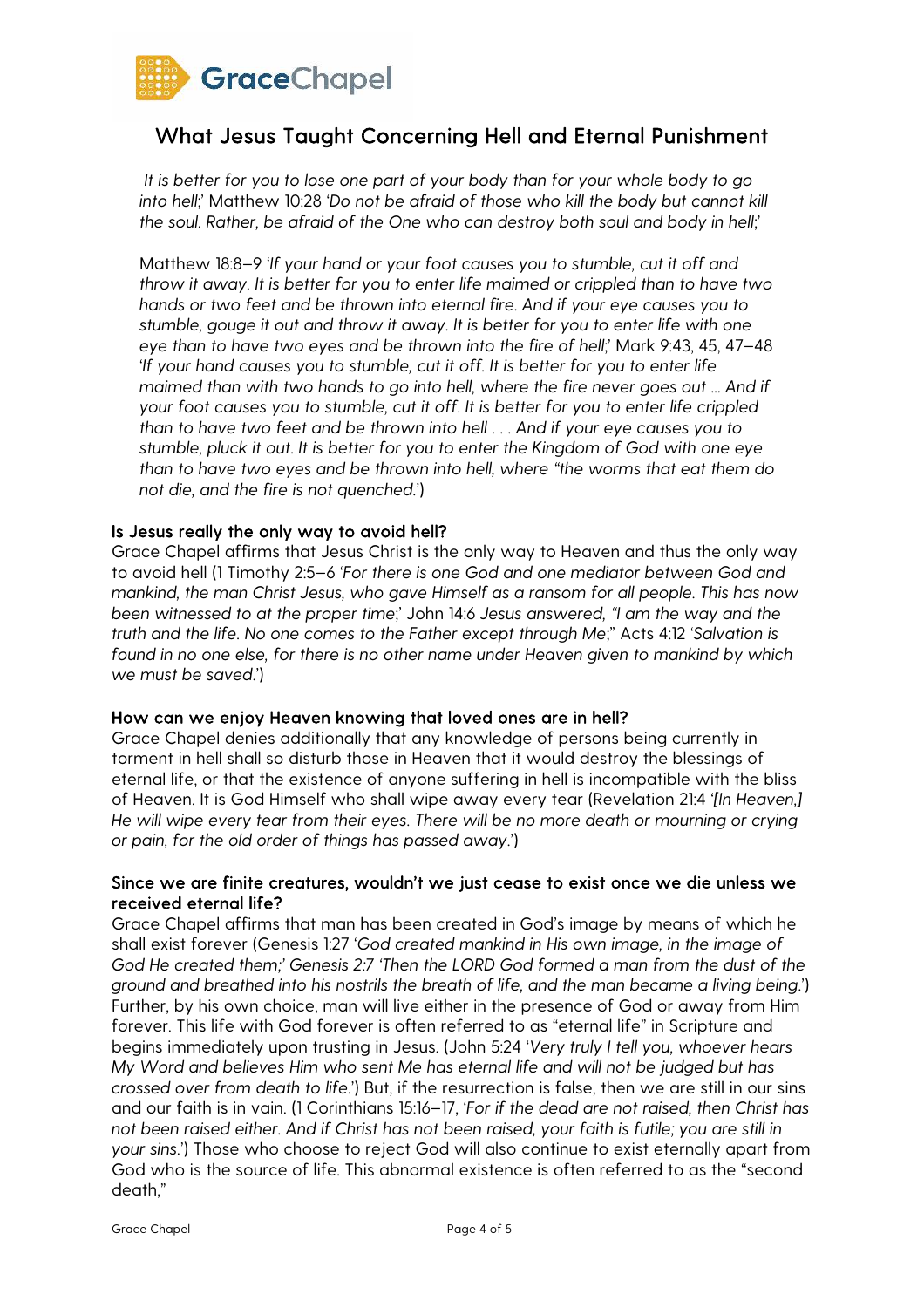# What Jesus Taught Concerning Hell and Eternal Punishment

*It is better for you to lose one part of your body than for your whole body to go into hell;'* Matthew 10:28 *'Do not be afraid of those who kill the body but cannot kill the soul. Rather, be afraid of the One who can destroy both soul and body in hell;'*

Matthew 18:8–9 *'If your hand or your foot causes you to stumble, cut it off and throw it away. It is better for you to enter life maimed or crippled than to have two hands or two feet and be thrown into eternal fire. And if your eye causes you to stumble, gouge it out and throw it away. It is better for you to enter life with one eye than to have two eyes and be thrown into the fire of hell;'* Mark 9:43, 45, 47–48 *'If your hand causes you to stumble, cut it off. It is better for you to enter life maimed than with two hands to go into hell, where the fire never goes out … And if your foot causes you to stumble, cut it off. It is better for you to enter life crippled than to have two feet and be thrown into hell . . . And if your eye causes you to stumble, pluck it out. It is better for you to enter the Kingdom of God with one eye than to have two eyes and be thrown into hell, where "the worms that eat them do not die, and the fire is not quenched.'*)

### Is Jesus really the only way to avoid hell?

Grace Chapel affirms that Jesus Christ is the only way to Heaven and thus the only way to avoid hell (1 Timothy 2:5–6 *'For there is one God and one mediator between God and mankind, the man Christ Jesus, who gave Himself as a ransom for all people. This has now been witnessed to at the proper time;'* John 14:6 *Jesus answered, "I am the way and the truth and the life. No one comes to the Father except through Me;"* Acts 4:12 *'Salvation is found in no one else, for there is no other name under Heaven given to mankind by which we must be saved.'*)

### How can we enjoy Heaven knowing that loved ones are in hell?

Grace Chapel denies additionally that any knowledge of persons being currently in torment in hell shall so disturb those in Heaven that it would destroy the blessings of eternal life, or that the existence of anyone suffering in hell is incompatible with the bliss of Heaven. It is God Himself who shall wipe away every tear (Revelation 21:4 *'[In Heaven,] He will wipe every tear from their eyes. There will be no more death or mourning or crying or pain, for the old order of things has passed away.'*)

### Since we are finite creatures, wouldn't we just cease to exist once we die unless we received eternal life?

Grace Chapel affirms that man has been created in God's image by means of which he shall exist forever (Genesis 1:27 *'God created mankind in His own image, in the image of God He created them;' Genesis 2:7 'Then the LORD God formed a man from the dust of the ground and breathed into his nostrils the breath of life, and the man became a living being.'*) Further, by his own choice, man will live either in the presence of God or away from Him forever. This life with God forever is often referred to as "eternal life" in Scripture and begins immediately upon trusting in Jesus. (John 5:24 *'Very truly I tell you, whoever hears My Word and believes Him who sent Me has eternal life and will not be judged but has crossed over from death to life.'*) But, if the resurrection is false, then we are still in our sins and our faith is in vain. (1 Corinthians 15:16–17, *'For if the dead are not raised, then Christ has not been raised either. And if Christ has not been raised, your faith is futile; you are still in your sins.'*) Those who choose to reject God will also continue to exist eternally apart from God who is the source of life. This abnormal existence is often referred to as the "second death,"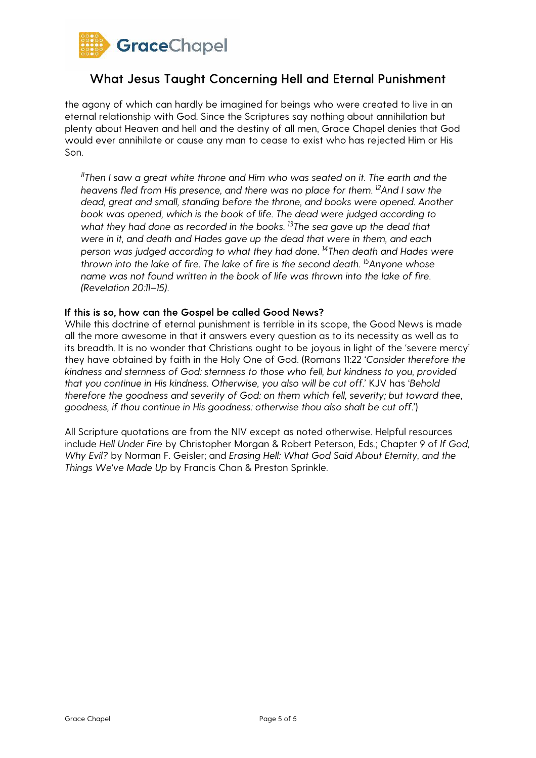the agony of which can hardly be imagined for beings who were created to live in an eternal relationship with God. Since the Scriptures say nothing about annihilation but plenty about Heaven and hell and the destiny of all men, Grace Chapel denies that God would ever annihilate or cause any man to cease to exist who has rejected Him or His Son.

> [11]*Then I saw a great white throne and Him who was seated on it. The earth and the heavens fled from His presence, and there was no place for them.* [12]*And I saw the dead, great and small, standing before the throne, and books were opened. Another book was opened, which is the book of life. The dead were judged according to what they had done as recorded in the books.* [13]*The sea gave up the dead that were in it, and death and Hades gave up the dead that were in them, and each person was judged according to what they had done.* [14]*Then death and Hades were thrown into the lake of fire. The lake of fire is the second death.* [15]*Anyone whose name was not found written in the book of life was thrown into the lake of fire. (Revelation 20:11–15).*

### If this is so, how can the Gospel be called Good News?

While this doctrine of eternal punishment is terrible in its scope, the Good News is made all the more awesome in that it answers every question as to its necessity as well as to its breadth. It is no wonder that Christians ought to be joyous in light of the 'severe mercy' they have obtained by faith in the Holy One of God. (Romans 11:22 '*Consider therefore the kindness and sternness of God: sternness to those who fell, but kindness to you, provided that you continue in His kindness. Otherwise, you also will be cut off*.' KJV has '*Behold therefore the goodness and severity of God: on them which fell, severity; but toward thee, goodness, if thou continue in His goodness: otherwise thou also shalt be cut off*.')

All Scripture quotations are from the NIV except as noted otherwise. Helpful resources include *Hell Under Fire* by Christopher Morgan & Robert Peterson, Eds.; Chapter 9 of *If God, Why Evil?* by Norman F. Geisler; and *Erasing Hell: What God Said About Eternity, and the Things We've Made Up* by Francis Chan & Preston Sprinkle.